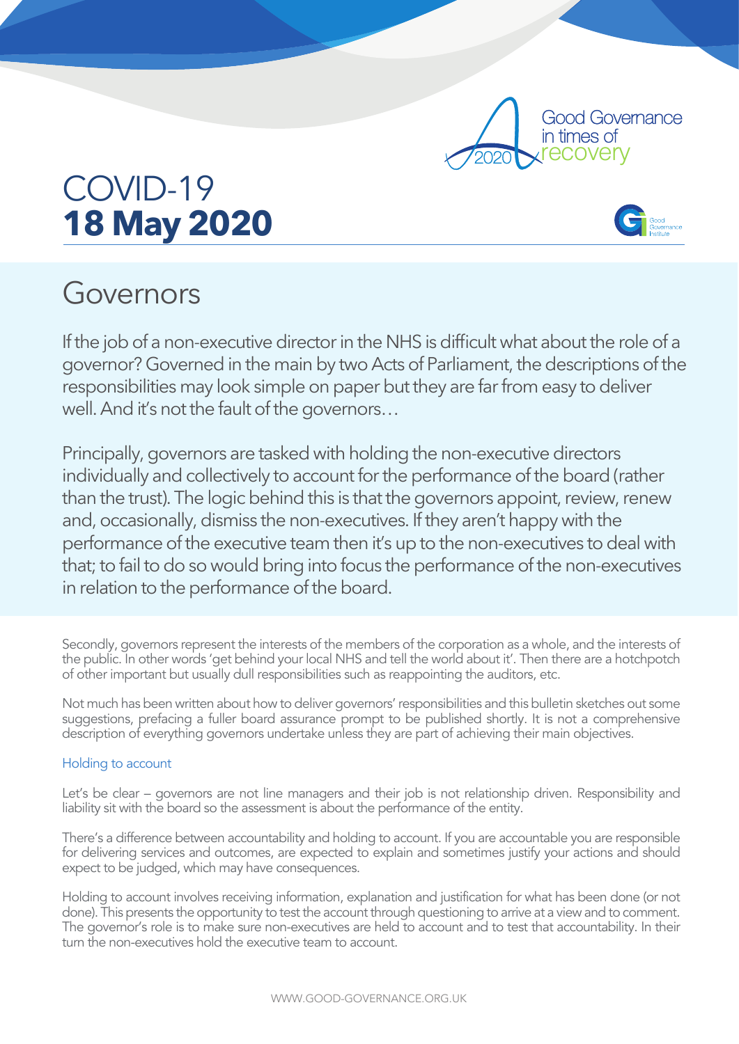# COVID-19
# **18 May 2020**

## Governors

If the job of a non-executive director in the NHS is difficult what about the role of a governor? Governed in the main by two Acts of Parliament, the descriptions of the responsibilities may look simple on paper but they are far from easy to deliver well. And it's not the fault of the governors…

Principally, governors are tasked with holding the non-executive directors individually and collectively to account for the performance of the board (rather than the trust). The logic behind this is that the governors appoint, review, renew and, occasionally, dismiss the non-executives. If they aren't happy with the performance of the executive team then it's up to the non-executives to deal with that; to fail to do so would bring into focus the performance of the non-executives in relation to the performance of the board.

Secondly, governors represent the interests of the members of the corporation as a whole, and the interests of the public. In other words 'get behind your local NHS and tell the world about it'. Then there are a hotchpotch of other important but usually dull responsibilities such as reappointing the auditors, etc.

Not much has been written about how to deliver governors' responsibilities and this bulletin sketches out some suggestions, prefacing a fuller board assurance prompt to be published shortly. It is not a comprehensive description of everything governors undertake unless they are part of achieving their main objectives.

### Holding to account

Let's be clear – governors are not line managers and their job is not relationship driven. Responsibility and liability sit with the board so the assessment is about the performance of the entity.

There's a difference between accountability and holding to account. If you are accountable you are responsible for delivering services and outcomes, are expected to explain and sometimes justify your actions and should expect to be judged, which may have consequences.

Holding to account involves receiving information, explanation and justification for what has been done (or not done). This presents the opportunity to test the account through questioning to arrive at a view and to comment. The governor's role is to make sure non-executives are held to account and to test that accountability. In their turn the non-executives hold the executive team to account.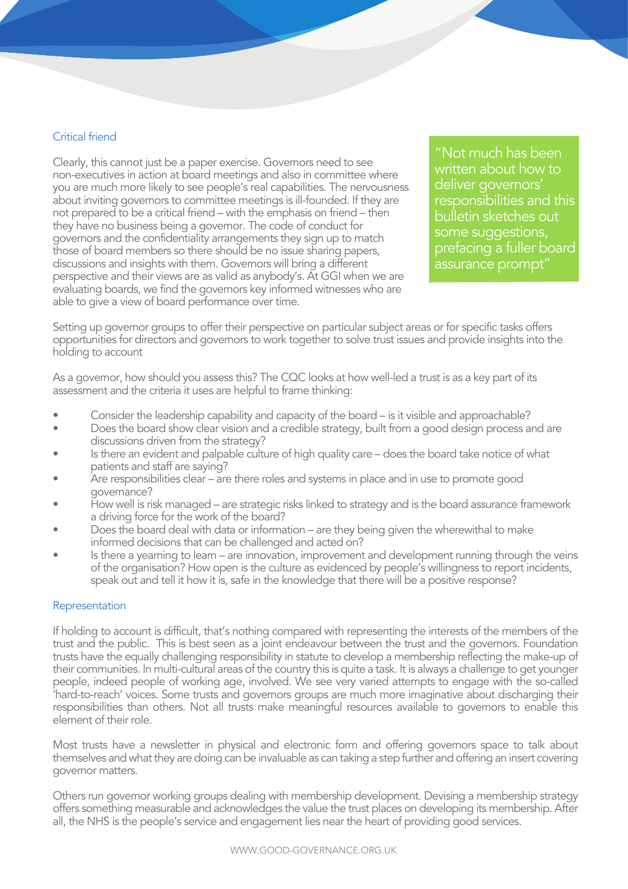## Critical friend

Clearly, this cannot just be a paper exercise. Governors need to see non-executives in action at board meetings and also in committee where you are much more likely to see people's real capabilities. The nervousness about inviting governors to committee meetings is ill-founded. If they are not prepared to be a critical friend – with the emphasis on friend – then they have no business being a governor. The code of conduct for governors and the confidentiality arrangements they sign up to match those of board members so there should be no issue sharing papers, discussions and insights with them. Governors will bring a different perspective and their views are as valid as anybody's. At GGI when we are evaluating boards, we find the governors key informed witnesses who are able to give a view of board performance over time.

> "Not much has been written about how to deliver governors' responsibilities and this bulletin sketches out some suggestions, prefacing a fuller board assurance prompt"

Setting up governor groups to offer their perspective on particular subject areas or for specific tasks offers opportunities for directors and governors to work together to solve trust issues and provide insights into the holding to account

As a governor, how should you assess this? The CQC looks at how well-led a trust is as a key part of its assessment and the criteria it uses are helpful to frame thinking:

- Consider the leadership capability and capacity of the board – is it visible and approachable?
- Does the board show clear vision and a credible strategy, built from a good design process and are discussions driven from the strategy?
- Is there an evident and palpable culture of high quality care – does the board take notice of what patients and staff are saying?
- Are responsibilities clear – are there roles and systems in place and in use to promote good governance?
- How well is risk managed – are strategic risks linked to strategy and is the board assurance framework a driving force for the work of the board?
- Does the board deal with data or information – are they being given the wherewithal to make informed decisions that can be challenged and acted on?
- Is there a yearning to learn – are innovation, improvement and development running through the veins of the organisation? How open is the culture as evidenced by people's willingness to report incidents, speak out and tell it how it is, safe in the knowledge that there will be a positive response?

## Representation

If holding to account is difficult, that's nothing compared with representing the interests of the members of the trust and the public. This is best seen as a joint endeavour between the trust and the governors. Foundation trusts have the equally challenging responsibility in statute to develop a membership reflecting the make-up of their communities. In multi-cultural areas of the country this is quite a task. It is always a challenge to get younger people, indeed people of working age, involved. We see very varied attempts to engage with the so-called 'hard-to-reach' voices. Some trusts and governors groups are much more imaginative about discharging their responsibilities than others. Not all trusts make meaningful resources available to governors to enable this element of their role.

Most trusts have a newsletter in physical and electronic form and offering governors space to talk about themselves and what they are doing can be invaluable as can taking a step further and offering an insert covering governor matters.

Others run governor working groups dealing with membership development. Devising a membership strategy offers something measurable and acknowledges the value the trust places on developing its membership. After all, the NHS is the people's service and engagement lies near the heart of providing good services.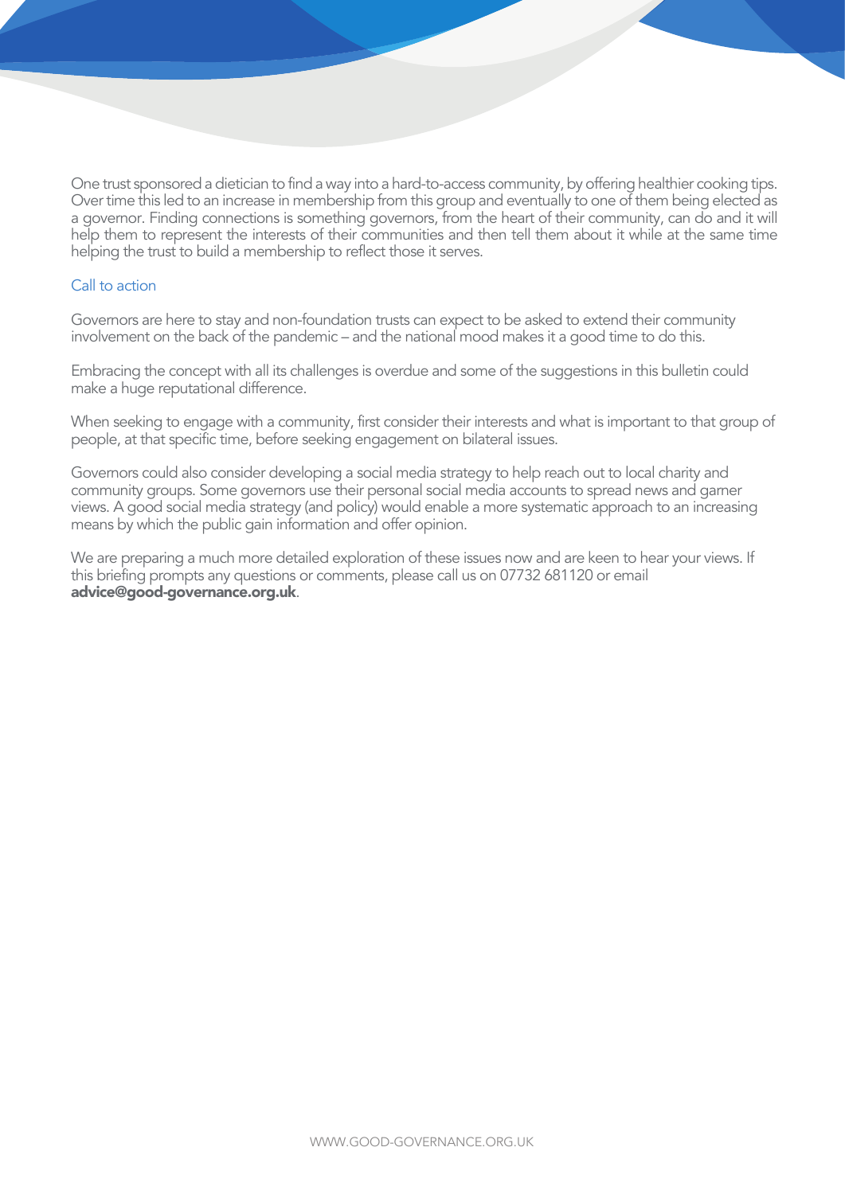One trust sponsored a dietician to find a way into a hard-to-access community, by offering healthier cooking tips. Over time this led to an increase in membership from this group and eventually to one of them being elected as a governor. Finding connections is something governors, from the heart of their community, can do and it will help them to represent the interests of their communities and then tell them about it while at the same time helping the trust to build a membership to reflect those it serves.

## Call to action

Governors are here to stay and non-foundation trusts can expect to be asked to extend their community involvement on the back of the pandemic – and the national mood makes it a good time to do this.

Embracing the concept with all its challenges is overdue and some of the suggestions in this bulletin could make a huge reputational difference.

When seeking to engage with a community, first consider their interests and what is important to that group of people, at that specific time, before seeking engagement on bilateral issues.

Governors could also consider developing a social media strategy to help reach out to local charity and community groups. Some governors use their personal social media accounts to spread news and garner views. A good social media strategy (and policy) would enable a more systematic approach to an increasing means by which the public gain information and offer opinion.

We are preparing a much more detailed exploration of these issues now and are keen to hear your views. If this briefing prompts any questions or comments, please call us on 07732 681120 or email **advice@good-governance.org.uk**.